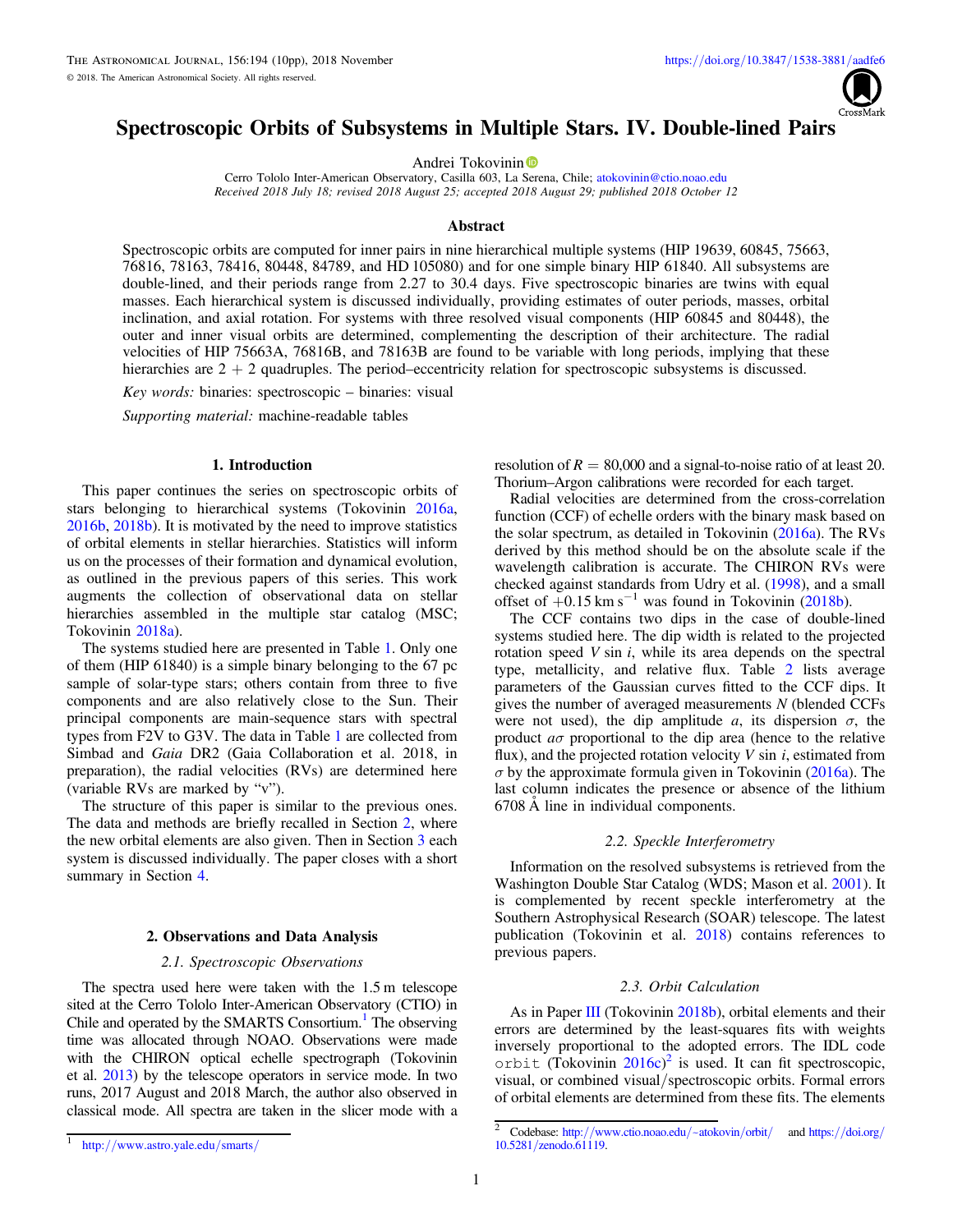# Spectroscopic Orbits of Subsystems in Multiple Stars. IV. Double-lined Pairs

Andrei Tokovinin

Cerro Tololo Inter-American Observatory, Casilla 603, La Serena, Chile; atokovinin@ctio.noao.edu

*Received 2018 July 18; revised 2018 August 25; accepted 2018 August 29; published 2018 October 12*

## Abstract

Spectroscopic orbits are computed for inner pairs in nine hierarchical multiple systems (HIP 19639, 60845, 75663, 76816, 78163, 78416, 80448, 84789, and HD 105080) and for one simple binary HIP 61840. All subsystems are double-lined, and their periods range from 2.27 to 30.4 days. Five spectroscopic binaries are twins with equal masses. Each hierarchical system is discussed individually, providing estimates of outer periods, masses, orbital inclination, and axial rotation. For systems with three resolved visual components (HIP 60845 and 80448), the outer and inner visual orbits are determined, complementing the description of their architecture. The radial velocities of HIP 75663A, 76816B, and 78163B are found to be variable with long periods, implying that these hierarchies are 2 + 2 quadruples. The period–eccentricity relation for spectroscopic subsystems is discussed.

*Key words:* binaries: spectroscopic – binaries: visual

*Supporting material:* machine-readable tables

## 1. Introduction

This paper continues the series on spectroscopic orbits of stars belonging to hierarchical systems (Tokovinin 2016a, 2016b, 2018b). It is motivated by the need to improve statistics of orbital elements in stellar hierarchies. Statistics will inform us on the processes of their formation and dynamical evolution, as outlined in the previous papers of this series. This work augments the collection of observational data on stellar hierarchies assembled in the multiple star catalog (MSC; Tokovinin 2018a).

The systems studied here are presented in Table 1. Only one of them (HIP 61840) is a simple binary belonging to the 67 pc sample of solar-type stars; others contain from three to five components and are also relatively close to the Sun. Their principal components are main-sequence stars with spectral types from F2V to G3V. The data in Table 1 are collected from Simbad and *Gaia* DR2 (Gaia Collaboration et al. 2018, in preparation), the radial velocities (RVs) are determined here (variable RVs are marked by "v").

The structure of this paper is similar to the previous ones. The data and methods are briefly recalled in Section 2, where the new orbital elements are also given. Then in Section 3 each system is discussed individually. The paper closes with a short summary in Section 4.

## 2. Observations and Data Analysis

### 2.1. Spectroscopic Observations

The spectra used here were taken with the 1.5 m telescope sited at the Cerro Tololo Inter-American Observatory (CTIO) in Chile and operated by the SMARTS Consortium.[1] The observing time was allocated through NOAO. Observations were made with the CHIRON optical echelle spectrograph (Tokovinin et al. 2013) by the telescope operators in service mode. In two runs, 2017 August and 2018 March, the author also observed in classical mode. All spectra are taken in the slicer mode with a resolution of $R = 80{,}000$ and a signal-to-noise ratio of at least 20. Thorium–Argon calibrations were recorded for each target.

Radial velocities are determined from the cross-correlation function (CCF) of echelle orders with the binary mask based on the solar spectrum, as detailed in Tokovinin (2016a). The RVs derived by this method should be on the absolute scale if the wavelength calibration is accurate. The CHIRON RVs were checked against standards from Udry et al. (1998), and a small offset of $+0.15$ km s$^{-1}$ was found in Tokovinin (2018b).

The CCF contains two dips in the case of double-lined systems studied here. The dip width is related to the projected rotation speed $V \sin i$, while its area depends on the spectral type, metallicity, and relative flux. Table 2 lists average parameters of the Gaussian curves fitted to the CCF dips. It gives the number of averaged measurements $N$ (blended CCFs were not used), the dip amplitude $a$, its dispersion $\sigma$, the product $a\sigma$ proportional to the dip area (hence to the relative flux), and the projected rotation velocity $V \sin i$, estimated from $\sigma$ by the approximate formula given in Tokovinin (2016a). The last column indicates the presence or absence of the lithium 6708 Å line in individual components.

### 2.2. Speckle Interferometry

Information on the resolved subsystems is retrieved from the Washington Double Star Catalog (WDS; Mason et al. 2001). It is complemented by recent speckle interferometry at the Southern Astrophysical Research (SOAR) telescope. The latest publication (Tokovinin et al. 2018) contains references to previous papers.

### 2.3. Orbit Calculation

As in Paper III (Tokovinin 2018b), orbital elements and their errors are determined by the least-squares fits with weights inversely proportional to the adopted errors. The IDL code `orbit` (Tokovinin 2016c)[2] is used. It can fit spectroscopic, visual, or combined visual/spectroscopic orbits. Formal errors of orbital elements are determined from these fits. The elements

---

[1] http://www.astro.yale.edu/smarts/

[2] Codebase: http://www.ctio.noao.edu/~atokovin/orbit/ and https://doi.org/10.5281/zenodo.61119.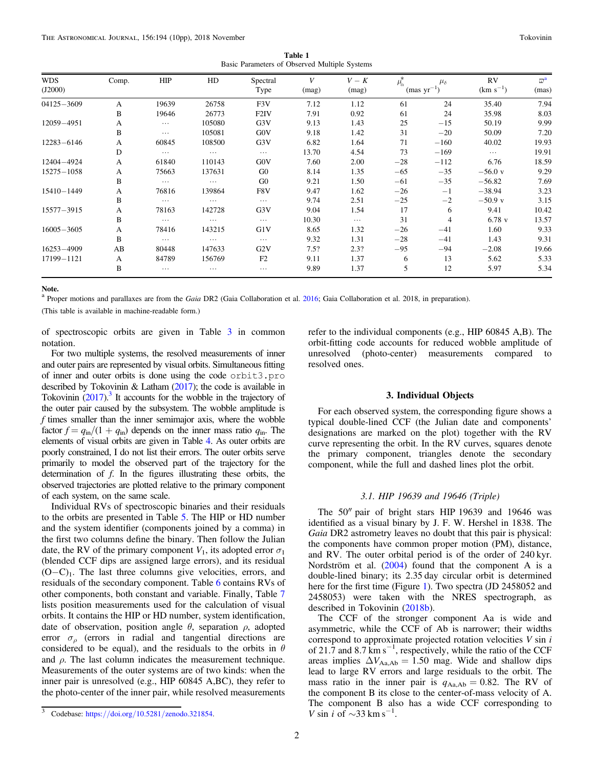**Table 1**
Basic Parameters of Observed Multiple Systems

| WDS (J2000) | Comp. | HIP | HD | Spectral Type | $V$ (mag) | $V-K$ (mag) | $\mu^*_\alpha$ (mas yr$^{-1}$) | $\mu_\delta$ | RV (km s$^{-1}$) | $\varpi$[a] (mas) |
|---|---|---|---|---|---|---|---|---|---|---|
| 04125−3609 | A | 19639 | 26758 | F3V | 7.12 | 1.12 | 61 | 24 | 35.40 | 7.94 |
| | B | 19646 | 26773 | F2IV | 7.91 | 0.92 | 61 | 24 | 35.98 | 8.03 |
| 12059−4951 | A | ⋯ | 105080 | G3V | 9.13 | 1.43 | 25 | −15 | 50.19 | 9.99 |
| | B | ⋯ | 105081 | G0V | 9.18 | 1.42 | 31 | −20 | 50.09 | 7.20 |
| 12283−6146 | A | 60845 | 108500 | G3V | 6.82 | 1.64 | 71 | −160 | 40.02 | 19.93 |
| | D | ⋯ | ⋯ | ⋯ | 13.70 | 4.54 | 73 | −169 | ⋯ | 19.91 |
| 12404−4924 | A | 61840 | 110143 | G0V | 7.60 | 2.00 | −28 | −112 | 6.76 | 18.59 |
| 15275−1058 | A | 75663 | 137631 | G0 | 8.14 | 1.35 | −65 | −35 | −56.0 v | 9.29 |
| | B | ⋯ | ⋯ | G0 | 9.21 | 1.50 | −61 | −35 | −56.82 | 7.69 |
| 15410−1449 | A | 76816 | 139864 | F8V | 9.47 | 1.62 | −26 | −1 | −38.94 | 3.23 |
| | B | ⋯ | ⋯ | ⋯ | 9.74 | 2.51 | −25 | −2 | −50.9 v | 3.15 |
| 15577−3915 | A | 78163 | 142728 | G3V | 9.04 | 1.54 | 17 | 6 | 9.41 | 10.42 |
| | B | ⋯ | ⋯ | ⋯ | 10.30 | ⋯ | 31 | 4 | 6.78 v | 13.57 |
| 16005−3605 | A | 78416 | 143215 | G1V | 8.65 | 1.32 | −26 | −41 | 1.60 | 9.33 |
| | B | ⋯ | ⋯ | ⋯ | 9.32 | 1.31 | −28 | −41 | 1.43 | 9.31 |
| 16253−4909 | AB | 80448 | 147633 | G2V | 7.5? | 2.3? | −95 | −94 | −2.08 | 19.66 |
| 17199−1121 | A | 84789 | 156769 | F2 | 9.11 | 1.37 | 6 | 13 | 5.62 | 5.33 |
| | B | ⋯ | ⋯ | ⋯ | 9.89 | 1.37 | 5 | 12 | 5.97 | 5.34 |

**Note.**
[a] Proper motions and parallaxes are from the *Gaia* DR2 (Gaia Collaboration et al. 2016; Gaia Collaboration et al. 2018, in preparation).

(This table is available in machine-readable form.)

of spectroscopic orbits are given in Table 3 in common notation.

For two multiple systems, the resolved measurements of inner and outer pairs are represented by visual orbits. Simultaneous fitting of inner and outer orbits is done using the code `orbit3.pro` described by Tokovinin & Latham (2017); the code is available in Tokovinin (2017).[3] It accounts for the wobble in the trajectory of the outer pair caused by the subsystem. The wobble amplitude is $f$ times smaller than the inner semimajor axis, where the wobble factor $f = q_{\rm in}/(1 + q_{\rm in})$ depends on the inner mass ratio $q_{\rm in}$. The elements of visual orbits are given in Table 4. As outer orbits are poorly constrained, I do not list their errors. The outer orbits serve primarily to model the observed part of the trajectory for the determination of $f$. In the figures illustrating these orbits, the observed trajectories are plotted relative to the primary component of each system, on the same scale.

Individual RVs of spectroscopic binaries and their residuals to the orbits are presented in Table 5. The HIP or HD number and the system identifier (components joined by a comma) in the first two columns define the binary. Then follow the Julian date, the RV of the primary component $V_1$, its adopted error $\sigma_1$ (blended CCF dips are assigned large errors), and its residual $(O-C)_1$. The last three columns give velocities, errors, and residuals of the secondary component. Table 6 contains RVs of other components, both constant and variable. Finally, Table 7 lists position measurements used for the calculation of visual orbits. It contains the HIP or HD number, system identification, date of observation, position angle $\theta$, separation $\rho$, adopted error $\sigma_\rho$ (errors in radial and tangential directions are considered to be equal), and the residuals to the orbits in $\theta$ and $\rho$. The last column indicates the measurement technique. Measurements of the outer systems are of two kinds: when the inner pair is unresolved (e.g., HIP 60845 A,BC), they refer to the photo-center of the inner pair, while resolved measurements refer to the individual components (e.g., HIP 60845 A,B). The orbit-fitting code accounts for reduced wobble amplitude of unresolved (photo-center) measurements compared to resolved ones.

[3] Codebase: https://doi.org/10.5281/zenodo.321854.

## 3. Individual Objects

For each observed system, the corresponding figure shows a typical double-lined CCF (the Julian date and components' designations are marked on the plot) together with the RV curve representing the orbit. In the RV curves, squares denote the primary component, triangles denote the secondary component, while the full and dashed lines plot the orbit.

### 3.1. HIP 19639 and 19646 (Triple)

The 50″ pair of bright stars HIP 19639 and 19646 was identified as a visual binary by J. F. W. Hershel in 1838. The *Gaia* DR2 astrometry leaves no doubt that this pair is physical: the components have common proper motion (PM), distance, and RV. The outer orbital period is of the order of 240 kyr. Nordström et al. (2004) found that the component A is a double-lined binary; its 2.35 day circular orbit is determined here for the first time (Figure 1). Two spectra (JD 2458052 and 2458053) were taken with the NRES spectrograph, as described in Tokovinin (2018b).

The CCF of the stronger component Aa is wide and asymmetric, while the CCF of Ab is narrower; their widths correspond to approximate projected rotation velocities $V \sin i$ of 21.7 and 8.7 km s$^{-1}$, respectively, while the ratio of the CCF areas implies $\Delta V_{\rm Aa,Ab} = 1.50$ mag. Wide and shallow dips lead to large RV errors and large residuals to the orbit. The mass ratio in the inner pair is $q_{\rm Aa,Ab} = 0.82$. The RV of the component B its close to the center-of-mass velocity of A. The component B also has a wide CCF corresponding to $V \sin i$ of $\sim$33 km s$^{-1}$.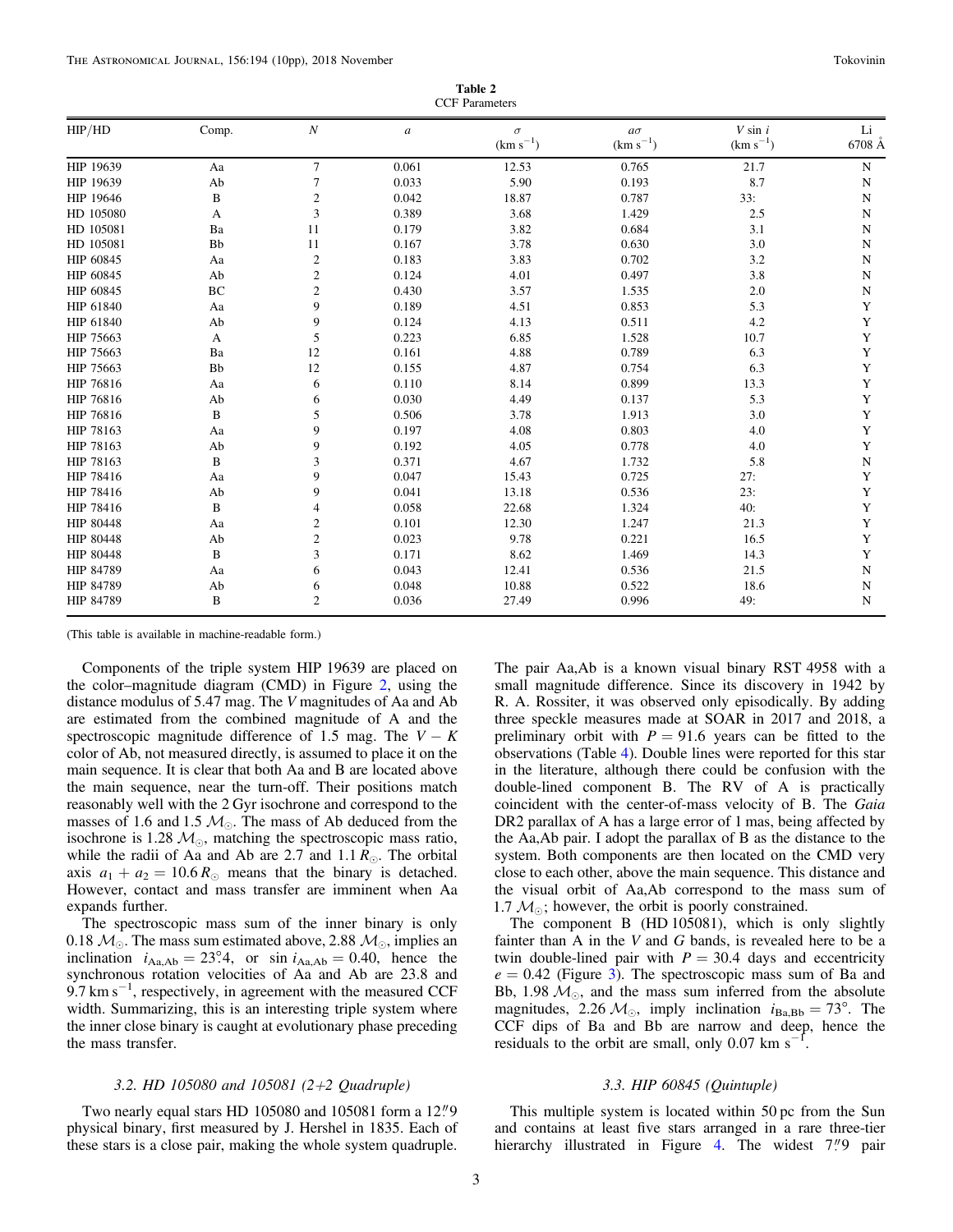**Table 2**
CCF Parameters

| HIP/HD | Comp. | $N$ | $a$ | $\sigma$ (km s$^{-1}$) | $a\sigma$ (km s$^{-1}$) | $V \sin i$ (km s$^{-1}$) | Li 6708 Å |
|---|---|---|---|---|---|---|---|
| HIP 19639 | Aa | 7 | 0.061 | 12.53 | 0.765 | 21.7 | N |
| HIP 19639 | Ab | 7 | 0.033 | 5.90 | 0.193 | 8.7 | N |
| HIP 19646 | B | 2 | 0.042 | 18.87 | 0.787 | 33: | N |
| HD 105080 | A | 3 | 0.389 | 3.68 | 1.429 | 2.5 | N |
| HD 105081 | Ba | 11 | 0.179 | 3.82 | 0.684 | 3.1 | N |
| HD 105081 | Bb | 11 | 0.167 | 3.78 | 0.630 | 3.0 | N |
| HIP 60845 | Aa | 2 | 0.183 | 3.83 | 0.702 | 3.2 | N |
| HIP 60845 | Ab | 2 | 0.124 | 4.01 | 0.497 | 3.8 | N |
| HIP 60845 | BC | 2 | 0.430 | 3.57 | 1.535 | 2.0 | N |
| HIP 61840 | Aa | 9 | 0.189 | 4.51 | 0.853 | 5.3 | Y |
| HIP 61840 | Ab | 9 | 0.124 | 4.13 | 0.511 | 4.2 | Y |
| HIP 75663 | A | 5 | 0.223 | 6.85 | 1.528 | 10.7 | Y |
| HIP 75663 | Ba | 12 | 0.161 | 4.88 | 0.789 | 6.3 | Y |
| HIP 75663 | Bb | 12 | 0.155 | 4.87 | 0.754 | 6.3 | Y |
| HIP 76816 | Aa | 6 | 0.110 | 8.14 | 0.899 | 13.3 | Y |
| HIP 76816 | Ab | 6 | 0.030 | 4.49 | 0.137 | 5.3 | Y |
| HIP 76816 | B | 5 | 0.506 | 3.78 | 1.913 | 3.0 | Y |
| HIP 78163 | Aa | 9 | 0.197 | 4.08 | 0.803 | 4.0 | Y |
| HIP 78163 | Ab | 9 | 0.192 | 4.05 | 0.778 | 4.0 | Y |
| HIP 78163 | B | 3 | 0.371 | 4.67 | 1.732 | 5.8 | N |
| HIP 78416 | Aa | 9 | 0.047 | 15.43 | 0.725 | 27: | Y |
| HIP 78416 | Ab | 9 | 0.041 | 13.18 | 0.536 | 23: | Y |
| HIP 78416 | B | 4 | 0.058 | 22.68 | 1.324 | 40: | Y |
| HIP 80448 | Aa | 2 | 0.101 | 12.30 | 1.247 | 21.3 | Y |
| HIP 80448 | Ab | 2 | 0.023 | 9.78 | 0.221 | 16.5 | Y |
| HIP 80448 | B | 3 | 0.171 | 8.62 | 1.469 | 14.3 | Y |
| HIP 84789 | Aa | 6 | 0.043 | 12.41 | 0.536 | 21.5 | N |
| HIP 84789 | Ab | 6 | 0.048 | 10.88 | 0.522 | 18.6 | N |
| HIP 84789 | B | 2 | 0.036 | 27.49 | 0.996 | 49: | N |

(This table is available in machine-readable form.)

Components of the triple system HIP 19639 are placed on the color–magnitude diagram (CMD) in Figure 2, using the distance modulus of 5.47 mag. The $V$ magnitudes of Aa and Ab are estimated from the combined magnitude of A and the spectroscopic magnitude difference of 1.5 mag. The $V - K$ color of Ab, not measured directly, is assumed to place it on the main sequence. It is clear that both Aa and B are located above the main sequence, near the turn-off. Their positions match reasonably well with the 2 Gyr isochrone and correspond to the masses of 1.6 and 1.5 $\mathcal{M}_\odot$. The mass of Ab deduced from the isochrone is 1.28 $\mathcal{M}_\odot$, matching the spectroscopic mass ratio, while the radii of Aa and Ab are 2.7 and 1.1 $R_\odot$. The orbital axis $a_1 + a_2 = 10.6\,R_\odot$ means that the binary is detached. However, contact and mass transfer are imminent when Aa expands further.

The spectroscopic mass sum of the inner binary is only 0.18 $\mathcal{M}_\odot$. The mass sum estimated above, 2.88 $\mathcal{M}_\odot$, implies an inclination $i_{\rm Aa,Ab} = 23\overset{\circ}{.}4$, or $\sin i_{\rm Aa,Ab} = 0.40$, hence the synchronous rotation velocities of Aa and Ab are 23.8 and 9.7 km s$^{-1}$, respectively, in agreement with the measured CCF width. Summarizing, this is an interesting triple system where the inner close binary is caught at evolutionary phase preceding the mass transfer.

### *3.2. HD 105080 and 105081 (2+2 Quadruple)*

Two nearly equal stars HD 105080 and 105081 form a $12\overset{''}{.}9$ physical binary, first measured by J. Hershel in 1835. Each of these stars is a close pair, making the whole system quadruple. The pair Aa,Ab is a known visual binary RST 4958 with a small magnitude difference. Since its discovery in 1942 by R. A. Rossiter, it was observed only episodically. By adding three speckle measures made at SOAR in 2017 and 2018, a preliminary orbit with $P = 91.6$ years can be fitted to the observations (Table 4). Double lines were reported for this star in the literature, although there could be confusion with the double-lined component B. The RV of A is practically coincident with the center-of-mass velocity of B. The *Gaia* DR2 parallax of A has a large error of 1 mas, being affected by the Aa,Ab pair. I adopt the parallax of B as the distance to the system. Both components are then located on the CMD very close to each other, above the main sequence. This distance and the visual orbit of Aa,Ab correspond to the mass sum of 1.7 $\mathcal{M}_\odot$; however, the orbit is poorly constrained.

The component B (HD 105081), which is only slightly fainter than A in the $V$ and $G$ bands, is revealed here to be a twin double-lined pair with $P = 30.4$ days and eccentricity $e = 0.42$ (Figure 3). The spectroscopic mass sum of Ba and Bb, 1.98 $\mathcal{M}_\odot$, and the mass sum inferred from the absolute magnitudes, 2.26 $\mathcal{M}_\odot$, imply inclination $i_{\rm Ba,Bb} = 73°$. The CCF dips of Ba and Bb are narrow and deep, hence the residuals to the orbit are small, only 0.07 km s$^{-1}$.

### *3.3. HIP 60845 (Quintuple)*

This multiple system is located within 50 pc from the Sun and contains at least five stars arranged in a rare three-tier hierarchy illustrated in Figure 4. The widest $7\overset{''}{.}9$ pair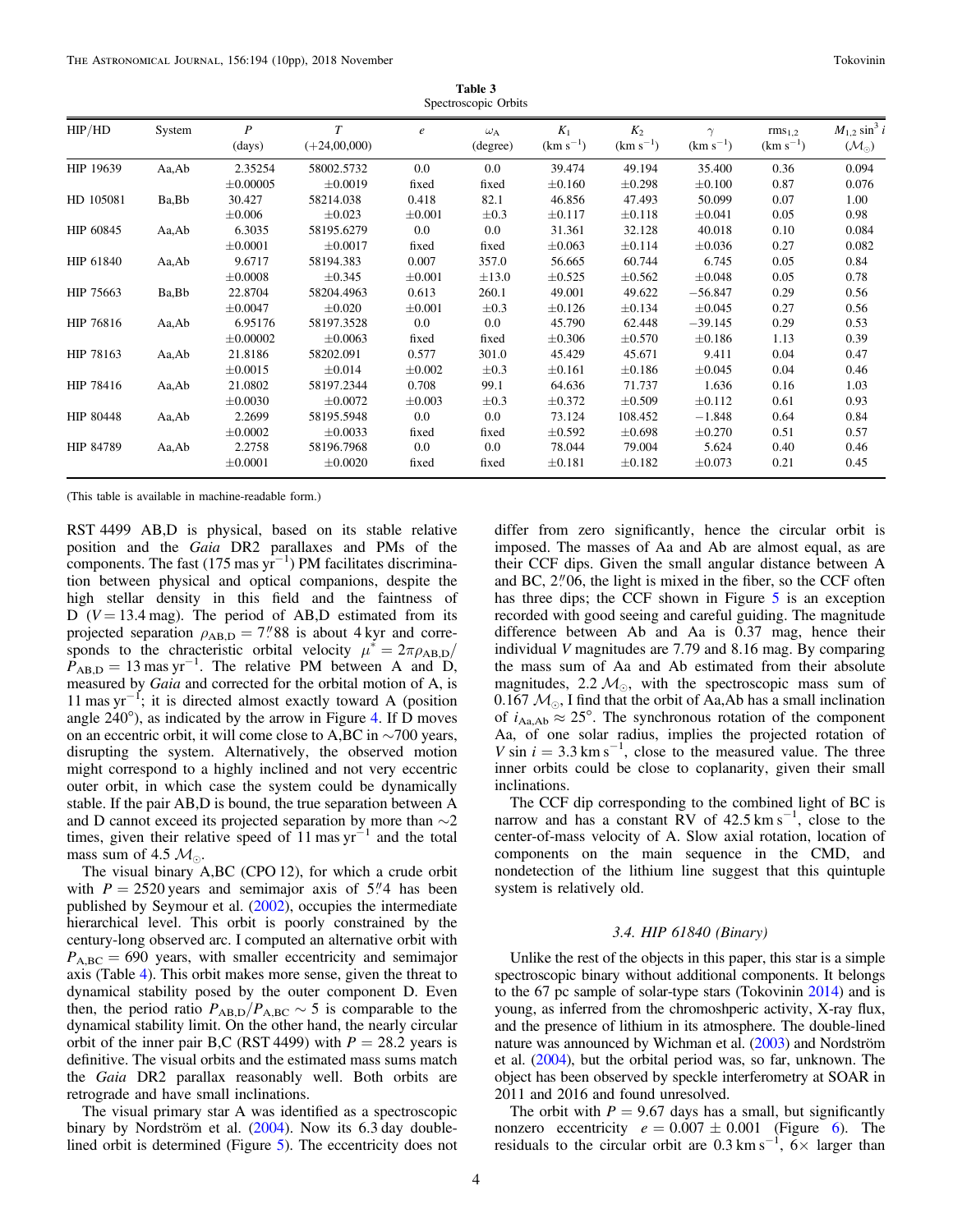**Table 3**
Spectroscopic Orbits

| HIP/HD | System | $P$ (days) | $T$ (+24,00,000) | $e$ | $\omega_A$ (degree) | $K_1$ (km s$^{-1}$) | $K_2$ (km s$^{-1}$) | $\gamma$ (km s$^{-1}$) | rms$_{1,2}$ (km s$^{-1}$) | $M_{1,2} \sin^3 i$ ($\mathcal{M}_\odot$) |
|---|---|---|---|---|---|---|---|---|---|---|
| HIP 19639 | Aa,Ab | 2.35254 | 58002.5732 | 0.0 | 0.0 | 39.474 | 49.194 | 35.400 | 0.36 | 0.094 |
| | | ±0.00005 | ±0.0019 | fixed | fixed | ±0.160 | ±0.298 | ±0.100 | 0.87 | 0.076 |
| HD 105081 | Ba,Bb | 30.427 | 58214.038 | 0.418 | 82.1 | 46.856 | 47.493 | 50.099 | 0.07 | 1.00 |
| | | ±0.006 | ±0.023 | ±0.001 | ±0.3 | ±0.117 | ±0.118 | ±0.041 | 0.05 | 0.98 |
| HIP 60845 | Aa,Ab | 6.3035 | 58195.6279 | 0.0 | 0.0 | 31.361 | 32.128 | 40.018 | 0.10 | 0.084 |
| | | ±0.0001 | ±0.0017 | fixed | fixed | ±0.063 | ±0.114 | ±0.036 | 0.27 | 0.082 |
| HIP 61840 | Aa,Ab | 9.6717 | 58194.383 | 0.007 | 357.0 | 56.665 | 60.744 | 6.745 | 0.05 | 0.84 |
| | | ±0.0008 | ±0.345 | ±0.001 | ±13.0 | ±0.525 | ±0.562 | ±0.048 | 0.05 | 0.78 |
| HIP 75663 | Ba,Bb | 22.8704 | 58204.4963 | 0.613 | 260.1 | 49.001 | 49.622 | −56.847 | 0.29 | 0.56 |
| | | ±0.0047 | ±0.020 | ±0.001 | ±0.3 | ±0.126 | ±0.134 | ±0.045 | 0.27 | 0.56 |
| HIP 76816 | Aa,Ab | 6.95176 | 58197.3528 | 0.0 | 0.0 | 45.790 | 62.448 | −39.145 | 0.29 | 0.53 |
| | | ±0.00002 | ±0.0063 | fixed | fixed | ±0.306 | ±0.570 | ±0.186 | 1.13 | 0.39 |
| HIP 78163 | Aa,Ab | 21.8186 | 58202.091 | 0.577 | 301.0 | 45.429 | 45.671 | 9.411 | 0.04 | 0.47 |
| | | ±0.0015 | ±0.014 | ±0.002 | ±0.3 | ±0.161 | ±0.186 | ±0.045 | 0.04 | 0.46 |
| HIP 78416 | Aa,Ab | 21.0802 | 58197.2344 | 0.708 | 99.1 | 64.636 | 71.737 | 1.636 | 0.16 | 1.03 |
| | | ±0.0030 | ±0.0072 | ±0.003 | ±0.3 | ±0.372 | ±0.509 | ±0.112 | 0.61 | 0.93 |
| HIP 80448 | Aa,Ab | 2.2699 | 58195.5948 | 0.0 | 0.0 | 73.124 | 108.452 | −1.848 | 0.64 | 0.84 |
| | | ±0.0002 | ±0.0033 | fixed | fixed | ±0.592 | ±0.698 | ±0.270 | 0.51 | 0.57 |
| HIP 84789 | Aa,Ab | 2.2758 | 58196.7968 | 0.0 | 0.0 | 78.044 | 79.004 | 5.624 | 0.40 | 0.46 |
| | | ±0.0001 | ±0.0020 | fixed | fixed | ±0.181 | ±0.182 | ±0.073 | 0.21 | 0.45 |

(This table is available in machine-readable form.)

RST 4499 AB,D is physical, based on its stable relative position and the *Gaia* DR2 parallaxes and PMs of the components. The fast (175 mas yr$^{-1}$) PM facilitates discrimination between physical and optical companions, despite the high stellar density in this field and the faintness of D ($V = 13.4$ mag). The period of AB,D estimated from its projected separation $\rho_{AB,D} = 7''.88$ is about 4 kyr and corresponds to the chracteristic orbital velocity $\mu^* = 2\pi\rho_{AB,D}/P_{AB,D} = 13$ mas yr$^{-1}$. The relative PM between A and D, measured by *Gaia* and corrected for the orbital motion of A, is 11 mas yr$^{-1}$; it is directed almost exactly toward A (position angle 240°), as indicated by the arrow in Figure 4. If D moves on an eccentric orbit, it will come close to A,BC in ~700 years, disrupting the system. Alternatively, the observed motion might correspond to a highly inclined and not very eccentric outer orbit, in which case the system could be dynamically stable. If the pair AB,D is bound, the true separation between A and D cannot exceed its projected separation by more than ~2 times, given their relative speed of 11 mas yr$^{-1}$ and the total mass sum of 4.5 $\mathcal{M}_\odot$.

The visual binary A,BC (CPO 12), for which a crude orbit with $P = 2520$ years and semimajor axis of $5''.4$ has been published by Seymour et al. (2002), occupies the intermediate hierarchical level. This orbit is poorly constrained by the century-long observed arc. I computed an alternative orbit with $P_{A,BC} = 690$ years, with smaller eccentricity and semimajor axis (Table 4). This orbit makes more sense, given the threat to dynamical stability posed by the outer component D. Even then, the period ratio $P_{AB,D}/P_{A,BC} \sim 5$ is comparable to the dynamical stability limit. On the other hand, the nearly circular orbit of the inner pair B,C (RST 4499) with $P = 28.2$ years is definitive. The visual orbits and the estimated mass sums match the *Gaia* DR2 parallax reasonably well. Both orbits are retrograde and have small inclinations.

The visual primary star A was identified as a spectroscopic binary by Nordström et al. (2004). Now its 6.3 day double-lined orbit is determined (Figure 5). The eccentricity does not differ from zero significantly, hence the circular orbit is imposed. The masses of Aa and Ab are almost equal, as are their CCF dips. Given the small angular distance between A and BC, $2''.06$, the light is mixed in the fiber, so the CCF often has three dips; the CCF shown in Figure 5 is an exception recorded with good seeing and careful guiding. The magnitude difference between Ab and Aa is 0.37 mag, hence their individual $V$ magnitudes are 7.79 and 8.16 mag. By comparing the mass sum of Aa and Ab estimated from their absolute magnitudes, 2.2 $\mathcal{M}_\odot$, with the spectroscopic mass sum of 0.167 $\mathcal{M}_\odot$, I find that the orbit of Aa,Ab has a small inclination of $i_{Aa,Ab} \approx 25°$. The synchronous rotation of the component Aa, of one solar radius, implies the projected rotation of $V \sin i = 3.3$ km s$^{-1}$, close to the measured value. The three inner orbits could be close to coplanarity, given their small inclinations.

The CCF dip corresponding to the combined light of BC is narrow and has a constant RV of 42.5 km s$^{-1}$, close to the center-of-mass velocity of A. Slow axial rotation, location of components on the main sequence in the CMD, and nondetection of the lithium line suggest that this quintuple system is relatively old.

### 3.4. HIP 61840 (Binary)

Unlike the rest of the objects in this paper, this star is a simple spectroscopic binary without additional components. It belongs to the 67 pc sample of solar-type stars (Tokovinin 2014) and is young, as inferred from the chromoshperic activity, X-ray flux, and the presence of lithium in its atmosphere. The double-lined nature was announced by Wichman et al. (2003) and Nordström et al. (2004), but the orbital period was, so far, unknown. The object has been observed by speckle interferometry at SOAR in 2011 and 2016 and found unresolved.

The orbit with $P = 9.67$ days has a small, but significantly nonzero eccentricity $e = 0.007 \pm 0.001$ (Figure 6). The residuals to the circular orbit are 0.3 km s$^{-1}$, 6× larger than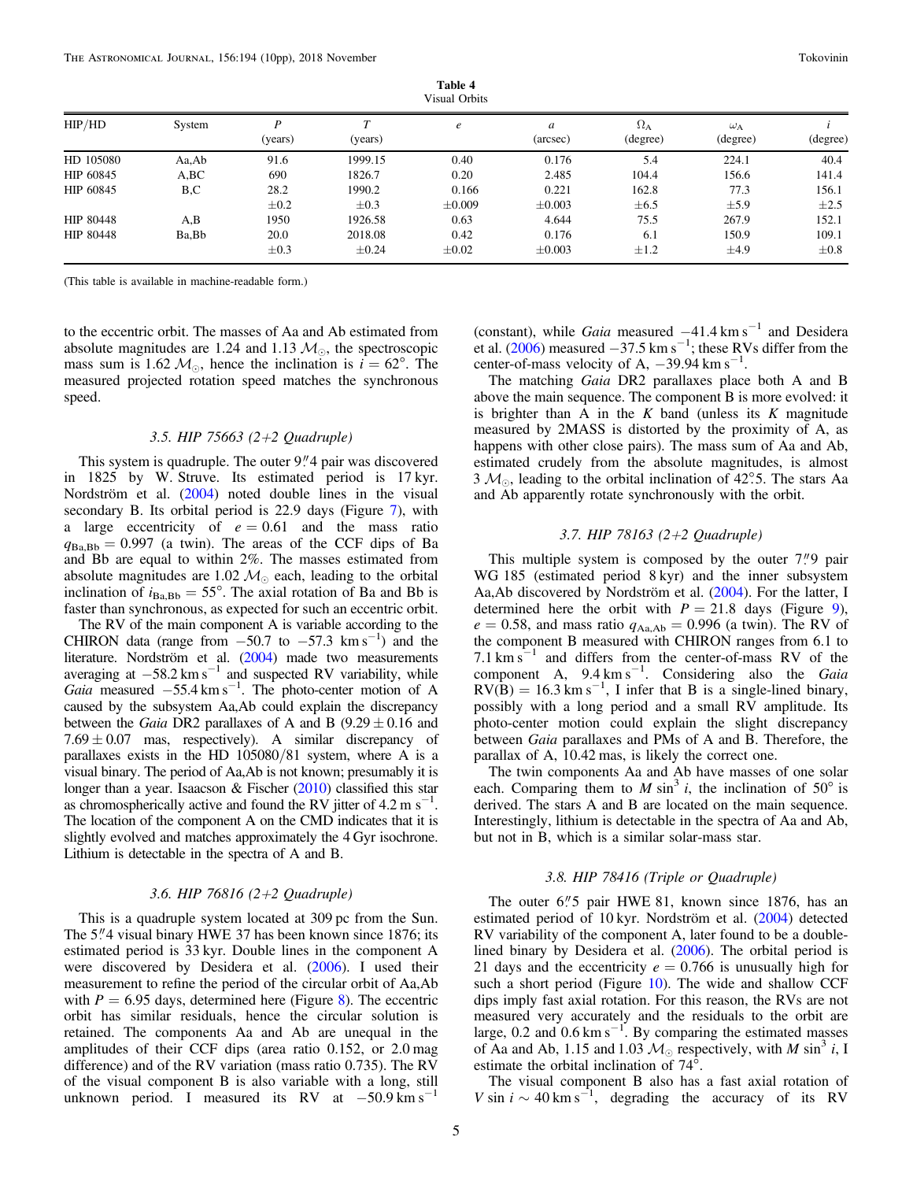**Table 4**
Visual Orbits

| HIP/HD | System | $P$ (years) | $T$ (years) | $e$ | $a$ (arcsec) | $\Omega_A$ (degree) | $\omega_A$ (degree) | $i$ (degree) |
|---|---|---|---|---|---|---|---|---|
| HD 105080 | Aa,Ab | 91.6 | 1999.15 | 0.40 | 0.176 | 5.4 | 224.1 | 40.4 |
| HIP 60845 | A,BC | 690 | 1826.7 | 0.20 | 2.485 | 104.4 | 156.6 | 141.4 |
| HIP 60845 | B,C | 28.2 | 1990.2 | 0.166 | 0.221 | 162.8 | 77.3 | 156.1 |
| | | ±0.2 | ±0.3 | ±0.009 | ±0.003 | ±6.5 | ±5.9 | ±2.5 |
| HIP 80448 | A,B | 1950 | 1926.58 | 0.63 | 4.644 | 75.5 | 267.9 | 152.1 |
| HIP 80448 | Ba,Bb | 20.0 | 2018.08 | 0.42 | 0.176 | 6.1 | 150.9 | 109.1 |
| | | ±0.3 | ±0.24 | ±0.02 | ±0.003 | ±1.2 | ±4.9 | ±0.8 |

(This table is available in machine-readable form.)

to the eccentric orbit. The masses of Aa and Ab estimated from absolute magnitudes are 1.24 and 1.13 $\mathcal{M}_\odot$, the spectroscopic mass sum is 1.62 $\mathcal{M}_\odot$, hence the inclination is $i = 62°$. The measured projected rotation speed matches the synchronous speed.

### 3.5. HIP 75663 (2+2 Quadruple)

This system is quadruple. The outer 9$''$4 pair was discovered in 1825 by W. Struve. Its estimated period is 17 kyr. Nordström et al. (2004) noted double lines in the visual secondary B. Its orbital period is 22.9 days (Figure 7), with a large eccentricity of $e = 0.61$ and the mass ratio $q_{Ba,Bb} = 0.997$ (a twin). The areas of the CCF dips of Ba and Bb are equal to within 2%. The masses estimated from absolute magnitudes are 1.02 $\mathcal{M}_\odot$ each, leading to the orbital inclination of $i_{Ba,Bb} = 55°$. The axial rotation of Ba and Bb is faster than synchronous, as expected for such an eccentric orbit.

The RV of the main component A is variable according to the CHIRON data (range from −50.7 to −57.3 km s$^{-1}$) and the literature. Nordström et al. (2004) made two measurements averaging at −58.2 km s$^{-1}$ and suspected RV variability, while *Gaia* measured −55.4 km s$^{-1}$. The photo-center motion of A caused by the subsystem Aa,Ab could explain the discrepancy between the *Gaia* DR2 parallaxes of A and B (9.29 ± 0.16 and 7.69 ± 0.07 mas, respectively). A similar discrepancy of parallaxes exists in the HD 105080/81 system, where A is a visual binary. The period of Aa,Ab is not known; presumably it is longer than a year. Isaacson & Fischer (2010) classified this star as chromospherically active and found the RV jitter of 4.2 m s$^{-1}$. The location of the component A on the CMD indicates that it is slightly evolved and matches approximately the 4 Gyr isochrone. Lithium is detectable in the spectra of A and B.

### 3.6. HIP 76816 (2+2 Quadruple)

This is a quadruple system located at 309 pc from the Sun. The 5$''$4 visual binary HWE 37 has been known since 1876; its estimated period is 33 kyr. Double lines in the component A were discovered by Desidera et al. (2006). I used their measurement to refine the period of the circular orbit of Aa,Ab with $P = 6.95$ days, determined here (Figure 8). The eccentric orbit has similar residuals, hence the circular solution is retained. The components Aa and Ab are unequal in the amplitudes of their CCF dips (area ratio 0.152, or 2.0 mag difference) and of the RV variation (mass ratio 0.735). The RV of the visual component B is also variable with a long, still unknown period. I measured its RV at −50.9 km s$^{-1}$ (constant), while *Gaia* measured −41.4 km s$^{-1}$ and Desidera et al. (2006) measured −37.5 km s$^{-1}$; these RVs differ from the center-of-mass velocity of A, −39.94 km s$^{-1}$.

The matching *Gaia* DR2 parallaxes place both A and B above the main sequence. The component B is more evolved: it is brighter than A in the $K$ band (unless its $K$ magnitude measured by 2MASS is distorted by the proximity of A, as happens with other close pairs). The mass sum of Aa and Ab, estimated crudely from the absolute magnitudes, is almost 3 $\mathcal{M}_\odot$, leading to the orbital inclination of 42°5. The stars Aa and Ab apparently rotate synchronously with the orbit.

### 3.7. HIP 78163 (2+2 Quadruple)

This multiple system is composed by the outer 7$''$9 pair WG 185 (estimated period 8 kyr) and the inner subsystem Aa,Ab discovered by Nordström et al. (2004). For the latter, I determined here the orbit with $P = 21.8$ days (Figure 9), $e = 0.58$, and mass ratio $q_{Aa,Ab} = 0.996$ (a twin). The RV of the component B measured with CHIRON ranges from 6.1 to 7.1 km s$^{-1}$ and differs from the center-of-mass RV of the component A, 9.4 km s$^{-1}$. Considering also the *Gaia* RV(B) = 16.3 km s$^{-1}$, I infer that B is a single-lined binary, possibly with a long period and a small RV amplitude. Its photo-center motion could explain the slight discrepancy between *Gaia* parallaxes and PMs of A and B. Therefore, the parallax of A, 10.42 mas, is likely the correct one.

The twin components Aa and Ab have masses of one solar each. Comparing them to $M \sin^3 i$, the inclination of 50° is derived. The stars A and B are located on the main sequence. Interestingly, lithium is detectable in the spectra of Aa and Ab, but not in B, which is a similar solar-mass star.

### 3.8. HIP 78416 (Triple or Quadruple)

The outer 6$''$5 pair HWE 81, known since 1876, has an estimated period of 10 kyr. Nordström et al. (2004) detected RV variability of the component A, later found to be a double-lined binary by Desidera et al. (2006). The orbital period is 21 days and the eccentricity $e = 0.766$ is unusually high for such a short period (Figure 10). The wide and shallow CCF dips imply fast axial rotation. For this reason, the RVs are not measured very accurately and the residuals to the orbit are large, 0.2 and 0.6 km s$^{-1}$. By comparing the estimated masses of Aa and Ab, 1.15 and 1.03 $\mathcal{M}_\odot$ respectively, with $M \sin^3 i$, I estimate the orbital inclination of 74°.

The visual component B also has a fast axial rotation of $V \sin i \sim 40$ km s$^{-1}$, degrading the accuracy of its RV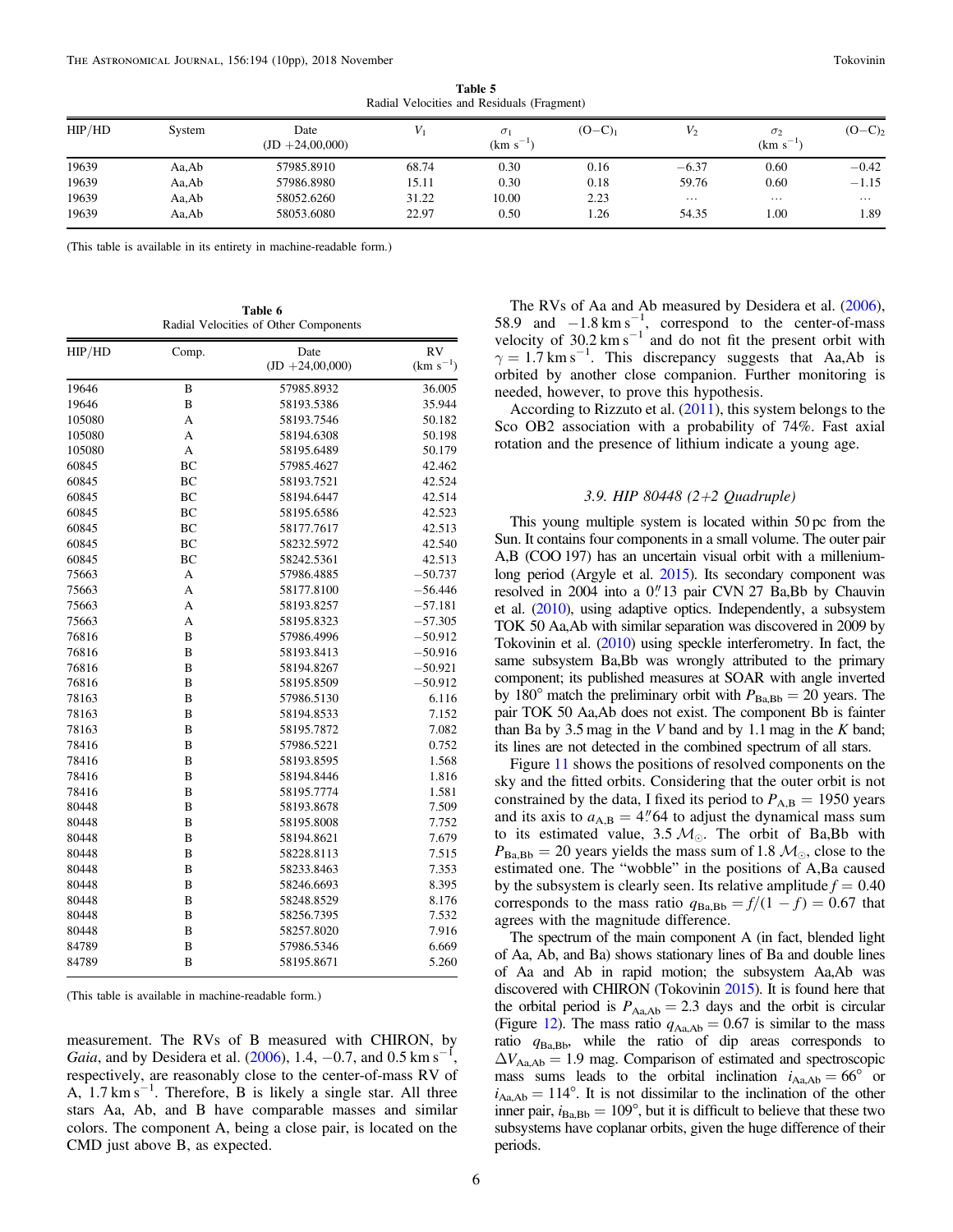**Table 5**
Radial Velocities and Residuals (Fragment)

| HIP/HD | System | Date (JD +24,00,000) | $V_1$ | $\sigma_1$ (km s$^{-1}$) | (O−C)$_1$ | $V_2$ | $\sigma_2$ (km s$^{-1}$) | (O−C)$_2$ |
|---|---|---|---|---|---|---|---|---|
| 19639 | Aa,Ab | 57985.8910 | 68.74 | 0.30 | 0.16 | −6.37 | 0.60 | −0.42 |
| 19639 | Aa,Ab | 57986.8980 | 15.11 | 0.30 | 0.18 | 59.76 | 0.60 | −1.15 |
| 19639 | Aa,Ab | 58052.6260 | 31.22 | 10.00 | 2.23 | … | … | … |
| 19639 | Aa,Ab | 58053.6080 | 22.97 | 0.50 | 1.26 | 54.35 | 1.00 | 1.89 |

(This table is available in its entirety in machine-readable form.)

**Table 6**
Radial Velocities of Other Components

| HIP/HD | Comp. | Date (JD +24,00,000) | RV (km s$^{-1}$) |
|---|---|---|---|
| 19646 | B | 57985.8932 | 36.005 |
| 19646 | B | 58193.5386 | 35.944 |
| 105080 | A | 58193.7546 | 50.182 |
| 105080 | A | 58194.6308 | 50.198 |
| 105080 | A | 58195.6489 | 50.179 |
| 60845 | BC | 57985.4627 | 42.462 |
| 60845 | BC | 58193.7521 | 42.524 |
| 60845 | BC | 58194.6447 | 42.514 |
| 60845 | BC | 58195.6586 | 42.523 |
| 60845 | BC | 58177.7617 | 42.513 |
| 60845 | BC | 58232.5972 | 42.540 |
| 60845 | BC | 58242.5361 | 42.513 |
| 75663 | A | 57986.4885 | −50.737 |
| 75663 | A | 58177.8100 | −56.446 |
| 75663 | A | 58193.8257 | −57.181 |
| 75663 | A | 58195.8323 | −57.305 |
| 76816 | B | 57986.4996 | −50.912 |
| 76816 | B | 58193.8413 | −50.916 |
| 76816 | B | 58194.8267 | −50.921 |
| 76816 | B | 58195.8509 | −50.912 |
| 78163 | B | 57986.5130 | 6.116 |
| 78163 | B | 58194.8533 | 7.152 |
| 78163 | B | 58195.7872 | 7.082 |
| 78416 | B | 57986.5221 | 0.752 |
| 78416 | B | 58193.8595 | 1.568 |
| 78416 | B | 58194.8446 | 1.816 |
| 78416 | B | 58195.7774 | 1.581 |
| 80448 | B | 58193.8678 | 7.509 |
| 80448 | B | 58195.8008 | 7.752 |
| 80448 | B | 58194.8621 | 7.679 |
| 80448 | B | 58228.8113 | 7.515 |
| 80448 | B | 58233.8463 | 7.353 |
| 80448 | B | 58246.6693 | 8.395 |
| 80448 | B | 58248.8529 | 8.176 |
| 80448 | B | 58256.7395 | 7.532 |
| 80448 | B | 58257.8020 | 7.916 |
| 84789 | B | 57986.5346 | 6.669 |
| 84789 | B | 58195.8671 | 5.260 |

(This table is available in machine-readable form.)

measurement. The RVs of B measured with CHIRON, by *Gaia*, and by Desidera et al. (2006), 1.4, −0.7, and 0.5 km s$^{-1}$, respectively, are reasonably close to the center-of-mass RV of A, 1.7 km s$^{-1}$. Therefore, B is likely a single star. All three stars Aa, Ab, and B have comparable masses and similar colors. The component A, being a close pair, is located on the CMD just above B, as expected.

The RVs of Aa and Ab measured by Desidera et al. (2006), 58.9 and −1.8 km s$^{-1}$, correspond to the center-of-mass velocity of 30.2 km s$^{-1}$ and do not fit the present orbit with $\gamma = 1.7$ km s$^{-1}$. This discrepancy suggests that Aa,Ab is orbited by another close companion. Further monitoring is needed, however, to prove this hypothesis.

According to Rizzuto et al. (2011), this system belongs to the Sco OB2 association with a probability of 74%. Fast axial rotation and the presence of lithium indicate a young age.

### 3.9. HIP 80448 (2+2 Quadruple)

This young multiple system is located within 50 pc from the Sun. It contains four components in a small volume. The outer pair A,B (COO 197) has an uncertain visual orbit with a millennium-long period (Argyle et al. 2015). Its secondary component was resolved in 2004 into a 0.″13 pair CVN 27 Ba,Bb by Chauvin et al. (2010), using adaptive optics. Independently, a subsystem TOK 50 Aa,Ab with similar separation was discovered in 2009 by Tokovinin et al. (2010) using speckle interferometry. In fact, the same subsystem Ba,Bb was wrongly attributed to the primary component; its published measures at SOAR with angle inverted by 180° match the preliminary orbit with $P_{Ba,Bb} = 20$ years. The pair TOK 50 Aa,Ab does not exist. The component Bb is fainter than Ba by 3.5 mag in the $V$ band and by 1.1 mag in the $K$ band; its lines are not detected in the combined spectrum of all stars.

Figure 11 shows the positions of resolved components on the sky and the fitted orbits. Considering that the outer orbit is not constrained by the data, I fixed its period to $P_{A,B} = 1950$ years and its axis to $a_{A,B} = 4.''64$ to adjust the dynamical mass sum to its estimated value, 3.5 $\mathcal{M}_\odot$. The orbit of Ba,Bb with $P_{Ba,Bb} = 20$ years yields the mass sum of 1.8 $\mathcal{M}_\odot$, close to the estimated one. The "wobble" in the positions of A,Ba caused by the subsystem is clearly seen. Its relative amplitude $f = 0.40$ corresponds to the mass ratio $q_{Ba,Bb} = f/(1 - f) = 0.67$ that agrees with the magnitude difference.

The spectrum of the main component A (in fact, blended light of Aa, Ab, and Ba) shows stationary lines of Ba and double lines of Aa and Ab in rapid motion; the subsystem Aa,Ab was discovered with CHIRON (Tokovinin 2015). It is found here that the orbital period is $P_{Aa,Ab} = 2.3$ days and the orbit is circular (Figure 12). The mass ratio $q_{Aa,Ab} = 0.67$ is similar to the mass ratio $q_{Ba,Bb}$, while the ratio of dip areas corresponds to $\Delta V_{Aa,Ab} = 1.9$ mag. Comparison of estimated and spectroscopic mass sums leads to the orbital inclination $i_{Aa,Ab} = 66°$ or $i_{Aa,Ab} = 114°$. It is not dissimilar to the inclination of the other inner pair, $i_{Ba,Bb} = 109°$, but it is difficult to believe that these two subsystems have coplanar orbits, given the huge difference of their periods.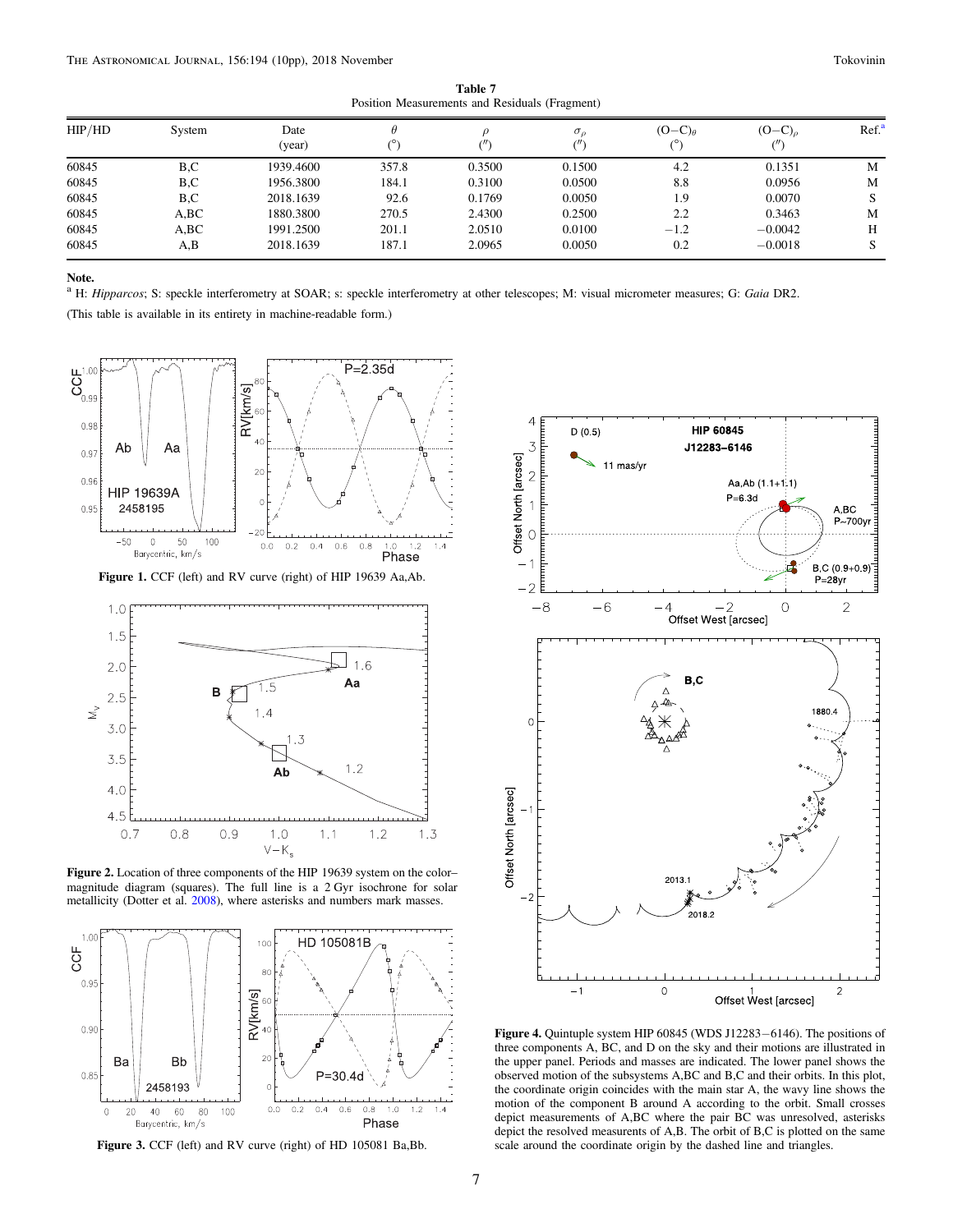**Table 7**
Position Measurements and Residuals (Fragment)

| HIP/HD | System | Date (year) | $\theta$ (°) | $\rho$ ($''$) | $\sigma_\rho$ ($''$) | $(O-C)_\theta$ (°) | $(O-C)_\rho$ ($''$) | Ref.[a] |
|---|---|---|---|---|---|---|---|---|
| 60845 | B,C | 1939.4600 | 357.8 | 0.3500 | 0.1500 | 4.2 | 0.1351 | M |
| 60845 | B,C | 1956.3800 | 184.1 | 0.3100 | 0.0500 | 8.8 | 0.0956 | M |
| 60845 | B,C | 2018.1639 | 92.6 | 0.1769 | 0.0050 | 1.9 | 0.0070 | S |
| 60845 | A,BC | 1880.3800 | 270.5 | 2.4300 | 0.2500 | 2.2 | 0.3463 | M |
| 60845 | A,BC | 1991.2500 | 201.1 | 2.0510 | 0.0100 | −1.2 | −0.0042 | H |
| 60845 | A,B | 2018.1639 | 187.1 | 2.0965 | 0.0050 | 0.2 | −0.0018 | S |

**Note.**
[a] H: *Hipparcos*; S: speckle interferometry at SOAR; s: speckle interferometry at other telescopes; M: visual micrometer measures; G: *Gaia* DR2.

(This table is available in its entirety in machine-readable form.)

**Figure 1.** CCF (left) and RV curve (right) of HIP 19639 Aa,Ab.

**Figure 2.** Location of three components of the HIP 19639 system on the color–magnitude diagram (squares). The full line is a 2 Gyr isochrone for solar metallicity (Dotter et al. 2008), where asterisks and numbers mark masses.

**Figure 3.** CCF (left) and RV curve (right) of HD 105081 Ba,Bb.

**Figure 4.** Quintuple system HIP 60845 (WDS J12283−6146). The positions of three components A, BC, and D on the sky and their motions are illustrated in the upper panel. Periods and masses are indicated. The lower panel shows the observed motion of the subsystems A,BC and B,C and their orbits. In this plot, the coordinate origin coincides with the main star A, the wavy line shows the motion of the component B around A according to the orbit. Small crosses depict measurements of A,BC where the pair BC was unresolved, asterisks depict the resolved measurents of A,B. The orbit of B,C is plotted on the same scale around the coordinate origin by the dashed line and triangles.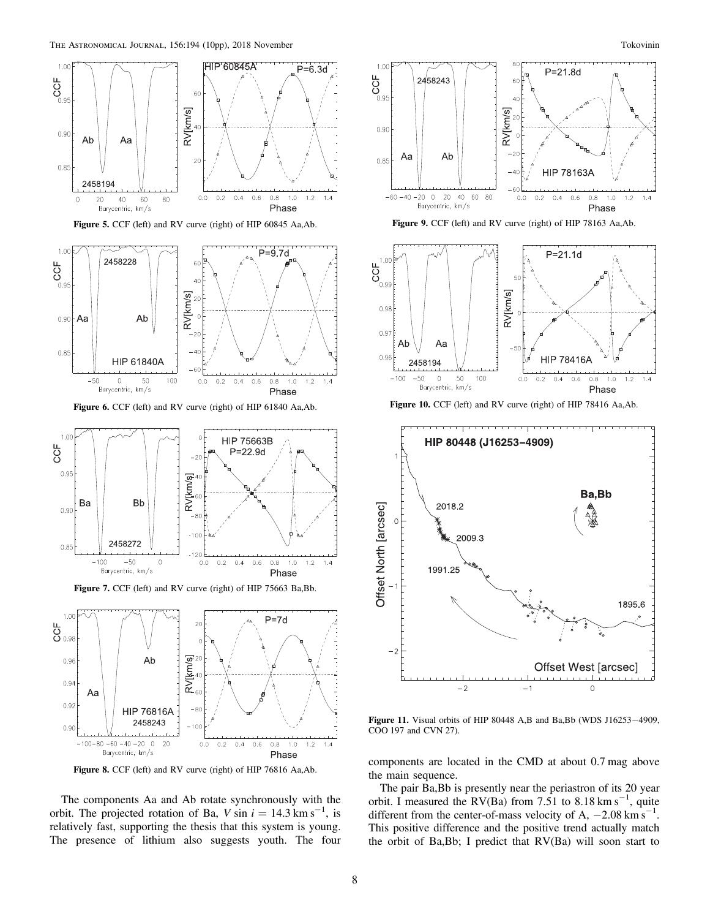**Figure 5.** CCF (left) and RV curve (right) of HIP 60845 Aa,Ab.

**Figure 6.** CCF (left) and RV curve (right) of HIP 61840 Aa,Ab.

**Figure 7.** CCF (left) and RV curve (right) of HIP 75663 Ba,Bb.

**Figure 8.** CCF (left) and RV curve (right) of HIP 76816 Aa,Ab.

The components Aa and Ab rotate synchronously with the orbit. The projected rotation of Ba, $V \sin i = 14.3$ km s$^{-1}$, is relatively fast, supporting the thesis that this system is young. The presence of lithium also suggests youth. The four components are located in the CMD at about 0.7 mag above the main sequence.

**Figure 9.** CCF (left) and RV curve (right) of HIP 78163 Aa,Ab.

**Figure 10.** CCF (left) and RV curve (right) of HIP 78416 Aa,Ab.

**Figure 11.** Visual orbits of HIP 80448 A,B and Ba,Bb (WDS J16253−4909, COO 197 and CVN 27).

The pair Ba,Bb is presently near the periastron of its 20 year orbit. I measured the RV(Ba) from 7.51 to 8.18 km s$^{-1}$, quite different from the center-of-mass velocity of A, −2.08 km s$^{-1}$. This positive difference and the positive trend actually match the orbit of Ba,Bb; I predict that RV(Ba) will soon start to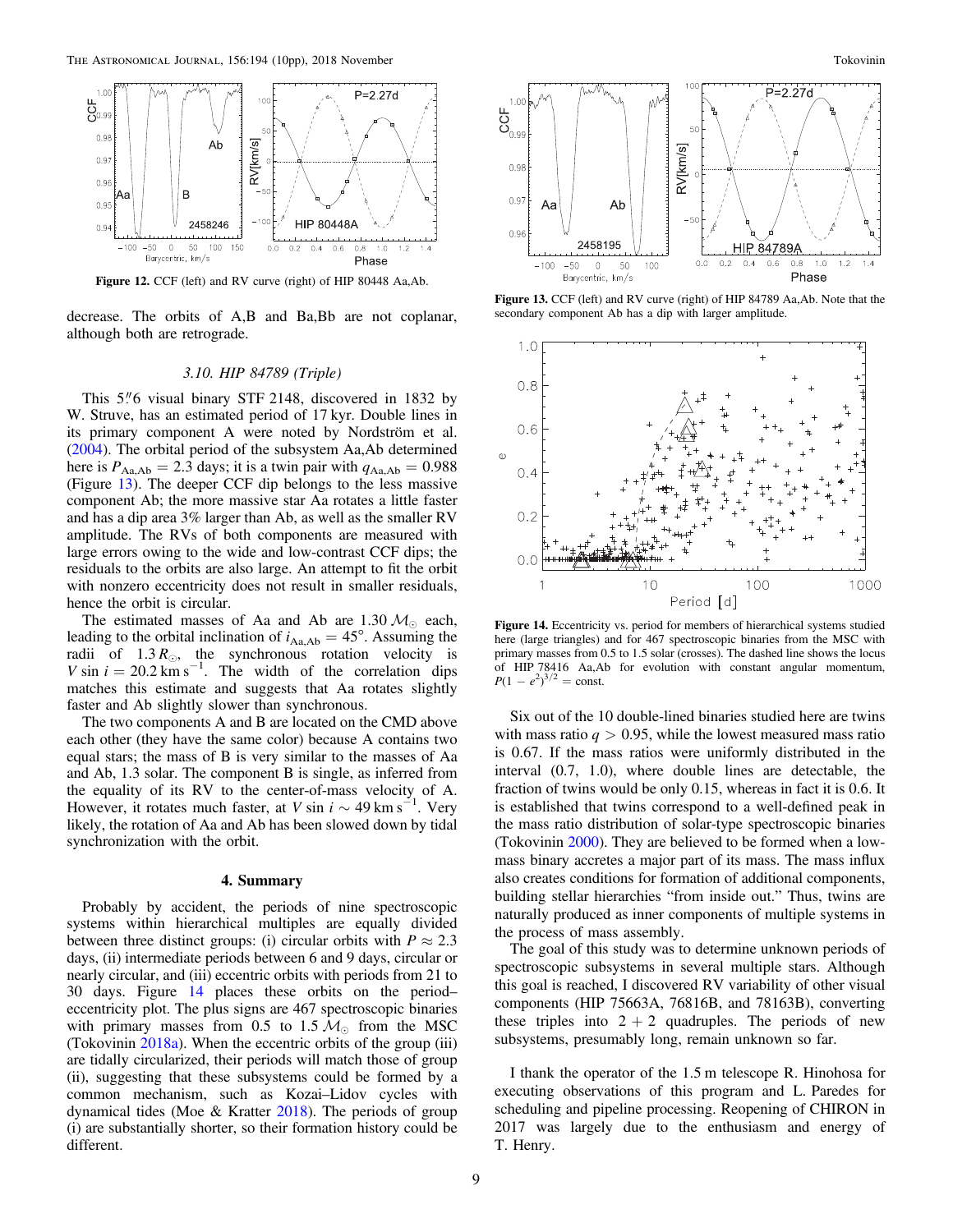Figure 12. CCF (left) and RV curve (right) of HIP 80448 Aa,Ab.

decrease. The orbits of A,B and Ba,Bb are not coplanar, although both are retrograde.

### 3.10. HIP 84789 (Triple)

This 5″6 visual binary STF 2148, discovered in 1832 by W. Struve, has an estimated period of 17 kyr. Double lines in its primary component A were noted by Nordström et al. (2004). The orbital period of the subsystem Aa,Ab determined here is $P_{\rm Aa,Ab} = 2.3$ days; it is a twin pair with $q_{\rm Aa,Ab} = 0.988$ (Figure 13). The deeper CCF dip belongs to the less massive component Ab; the more massive star Aa rotates a little faster and has a dip area 3% larger than Ab, as well as the smaller RV amplitude. The RVs of both components are measured with large errors owing to the wide and low-contrast CCF dips; the residuals to the orbits are also large. An attempt to fit the orbit with nonzero eccentricity does not result in smaller residuals, hence the orbit is circular.

The estimated masses of Aa and Ab are 1.30 $\mathcal{M}_\odot$ each, leading to the orbital inclination of $i_{\rm Aa,Ab} = 45°$. Assuming the radii of 1.3 $R_\odot$, the synchronous rotation velocity is $V \sin i = 20.2$ km s$^{-1}$. The width of the correlation dips matches this estimate and suggests that Aa rotates slightly faster and Ab slightly slower than synchronous.

The two components A and B are located on the CMD above each other (they have the same color) because A contains two equal stars; the mass of B is very similar to the masses of Aa and Ab, 1.3 solar. The component B is single, as inferred from the equality of its RV to the center-of-mass velocity of A. However, it rotates much faster, at $V \sin i \sim 49$ km s$^{-1}$. Very likely, the rotation of Aa and Ab has been slowed down by tidal synchronization with the orbit.

## 4. Summary

Probably by accident, the periods of nine spectroscopic systems within hierarchical multiples are equally divided between three distinct groups: (i) circular orbits with $P \approx 2.3$ days, (ii) intermediate periods between 6 and 9 days, circular or nearly circular, and (iii) eccentric orbits with periods from 21 to 30 days. Figure 14 places these orbits on the period–eccentricity plot. The plus signs are 467 spectroscopic binaries with primary masses from 0.5 to 1.5 $\mathcal{M}_\odot$ from the MSC (Tokovinin 2018a). When the eccentric orbits of the group (iii) are tidally circularized, their periods will match those of group (ii), suggesting that these subsystems could be formed by a common mechanism, such as Kozai–Lidov cycles with dynamical tides (Moe & Kratter 2018). The periods of group (i) are substantially shorter, so their formation history could be different.

Figure 13. CCF (left) and RV curve (right) of HIP 84789 Aa,Ab. Note that the secondary component Ab has a dip with larger amplitude.

Figure 14. Eccentricity vs. period for members of hierarchical systems studied here (large triangles) and for 467 spectroscopic binaries from the MSC with primary masses from 0.5 to 1.5 solar (crosses). The dashed line shows the locus of HIP 78416 Aa,Ab for evolution with constant angular momentum, $P(1 - e^2)^{3/2} = \text{const}$.

Six out of the 10 double-lined binaries studied here are twins with mass ratio $q > 0.95$, while the lowest measured mass ratio is 0.67. If the mass ratios were uniformly distributed in the interval (0.7, 1.0), where double lines are detectable, the fraction of twins would be only 0.15, whereas in fact it is 0.6. It is established that twins correspond to a well-defined peak in the mass ratio distribution of solar-type spectroscopic binaries (Tokovinin 2000). They are believed to be formed when a low-mass binary accretes a major part of its mass. The mass influx also creates conditions for formation of additional components, building stellar hierarchies "from inside out." Thus, twins are naturally produced as inner components of multiple systems in the process of mass assembly.

The goal of this study was to determine unknown periods of spectroscopic subsystems in several multiple stars. Although this goal is reached, I discovered RV variability of other visual components (HIP 75663A, 76816B, and 78163B), converting these triples into 2 + 2 quadruples. The periods of new subsystems, presumably long, remain unknown so far.

I thank the operator of the 1.5 m telescope R. Hinohosa for executing observations of this program and L. Paredes for scheduling and pipeline processing. Reopening of CHIRON in 2017 was largely due to the enthusiasm and energy of T. Henry.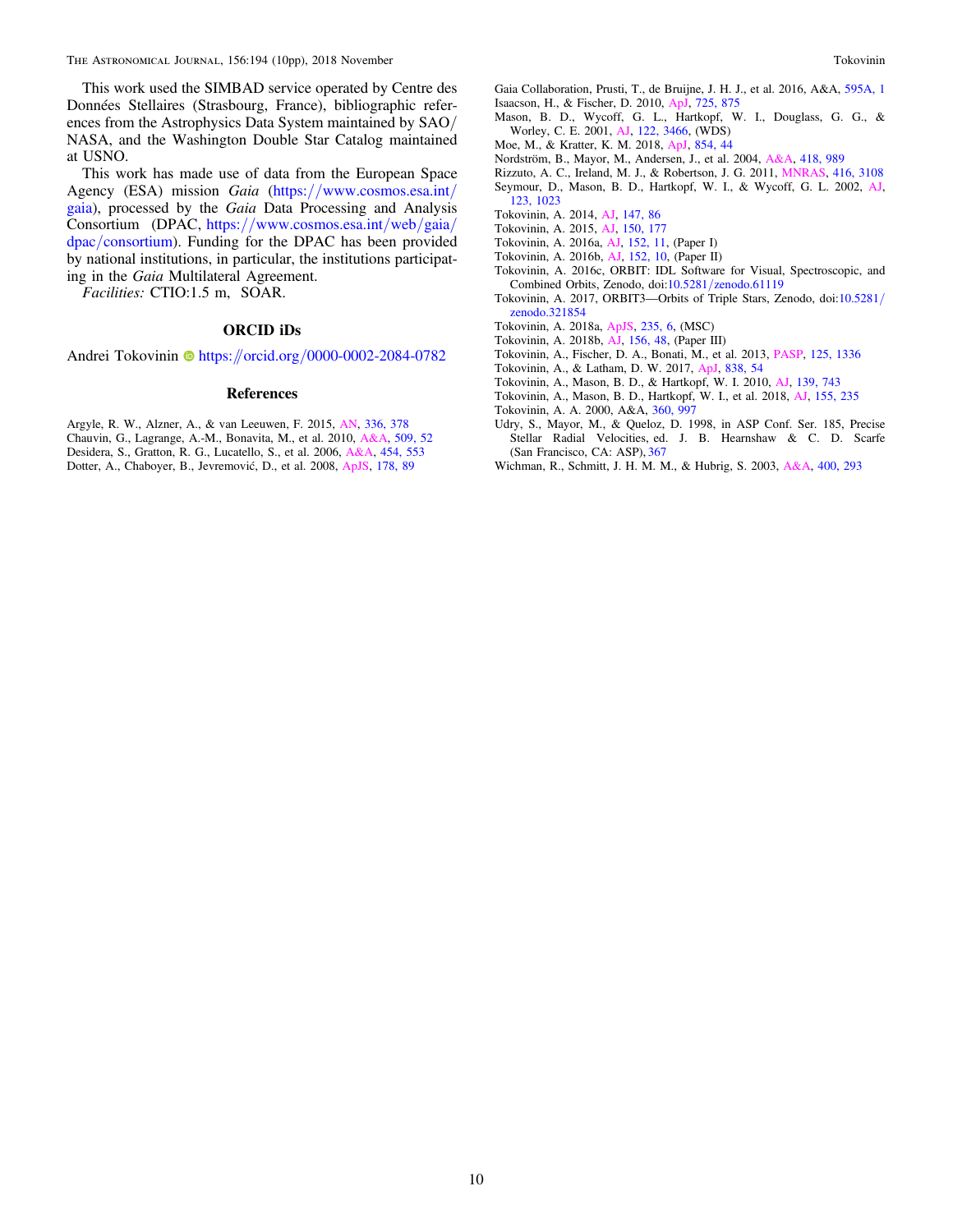This work used the SIMBAD service operated by Centre des Données Stellaires (Strasbourg, France), bibliographic references from the Astrophysics Data System maintained by SAO/NASA, and the Washington Double Star Catalog maintained at USNO.

This work has made use of data from the European Space Agency (ESA) mission *Gaia* (https://www.cosmos.esa.int/gaia), processed by the *Gaia* Data Processing and Analysis Consortium (DPAC, https://www.cosmos.esa.int/web/gaia/dpac/consortium). Funding for the DPAC has been provided by national institutions, in particular, the institutions participating in the *Gaia* Multilateral Agreement.

*Facilities:* CTIO:1.5 m, SOAR.

## ORCID iDs

Andrei Tokovinin https://orcid.org/0000-0002-2084-0782

## References

Argyle, R. W., Alzner, A., & van Leeuwen, F. 2015, AN, 336, 378
Chauvin, G., Lagrange, A.-M., Bonavita, M., et al. 2010, A&A, 509, 52
Desidera, S., Gratton, R. G., Lucatello, S., et al. 2006, A&A, 454, 553
Dotter, A., Chaboyer, B., Jevremović, D., et al. 2008, ApJS, 178, 89
Gaia Collaboration, Prusti, T., de Bruijne, J. H. J., et al. 2016, A&A, 595A, 1
Isaacson, H., & Fischer, D. 2010, ApJ, 725, 875
Mason, B. D., Wycoff, G. L., Hartkopf, W. I., Douglass, G. G., & Worley, C. E. 2001, AJ, 122, 3466, (WDS)
Moe, M., & Kratter, K. M. 2018, ApJ, 854, 44
Nordström, B., Mayor, M., Andersen, J., et al. 2004, A&A, 418, 989
Rizzuto, A. C., Ireland, M. J., & Robertson, J. G. 2011, MNRAS, 416, 3108
Seymour, D., Mason, B. D., Hartkopf, W. I., & Wycoff, G. L. 2002, AJ, 123, 1023
Tokovinin, A. 2014, AJ, 147, 86
Tokovinin, A. 2015, AJ, 150, 177
Tokovinin, A. 2016a, AJ, 152, 11, (Paper I)
Tokovinin, A. 2016b, AJ, 152, 10, (Paper II)
Tokovinin, A. 2016c, ORBIT: IDL Software for Visual, Spectroscopic, and Combined Orbits, Zenodo, doi:10.5281/zenodo.61119
Tokovinin, A. 2017, ORBIT3—Orbits of Triple Stars, Zenodo, doi:10.5281/zenodo.321854
Tokovinin, A. 2018a, ApJS, 235, 6, (MSC)
Tokovinin, A. 2018b, AJ, 156, 48, (Paper III)
Tokovinin, A., Fischer, D. A., Bonati, M., et al. 2013, PASP, 125, 1336
Tokovinin, A., & Latham, D. W. 2017, ApJ, 838, 54
Tokovinin, A., Mason, B. D., & Hartkopf, W. I. 2010, AJ, 139, 743
Tokovinin, A., Mason, B. D., Hartkopf, W. I., et al. 2018, AJ, 155, 235
Tokovinin, A. A. 2000, A&A, 360, 997
Udry, S., Mayor, M., & Queloz, D. 1998, in ASP Conf. Ser. 185, Precise Stellar Radial Velocities, ed. J. B. Hearnshaw & C. D. Scarfe (San Francisco, CA: ASP), 367
Wichman, R., Schmitt, J. H. M. M., & Hubrig, S. 2003, A&A, 400, 293